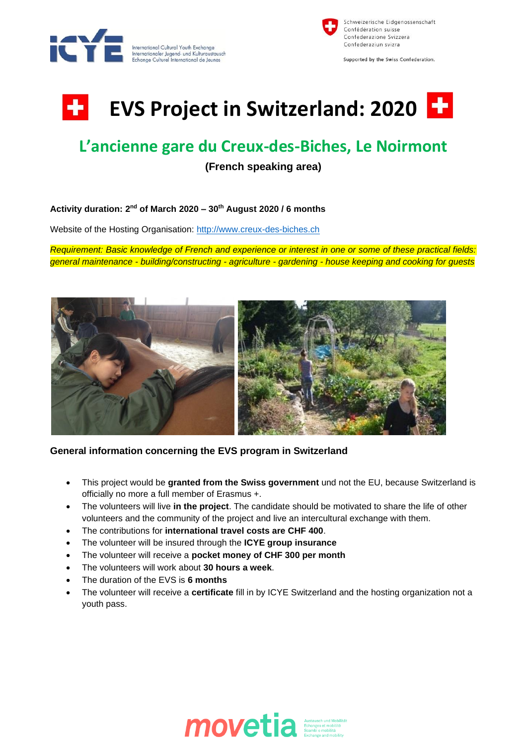# EVS Project in Switzerland: 2020

## L'ancienne gare du Creux-des-Biches, Le Noirmont

**(French speaking area)**

**Activity duration: 2nd of March 2020 – 30th August 2020 / 6 months**

Website of the Hosting Organisation: [http://www.creux-des-biches.ch](http://www.creux-des-biches.ch)

*Requirement: Basic knowledge of French and experience or interest in one or some of these practical fields: general maintenance - building/constructing - agriculture - gardening - house keeping and cooking for guests*

**General information concerning the EVS program in Switzerland**

- This project would be **granted from the Swiss government** und not the EU, because Switzerland is officially no more a full member of Erasmus +.
- The volunteers will live **in the project**. The candidate should be motivated to share the life of other volunteers and the community of the project and live an intercultural exchange with them.
- The contributions for **international travel costs are CHF 400**.
- The volunteer will be insured through the **ICYE group insurance**
- The volunteer will receive a **pocket money of CHF 300 per month**
- The volunteers will work about **30 hours a week**.
- The duration of the EVS is **6 months**
- The volunteer will receive a **certificate** fill in by ICYE Switzerland and the hosting organization not a youth pass.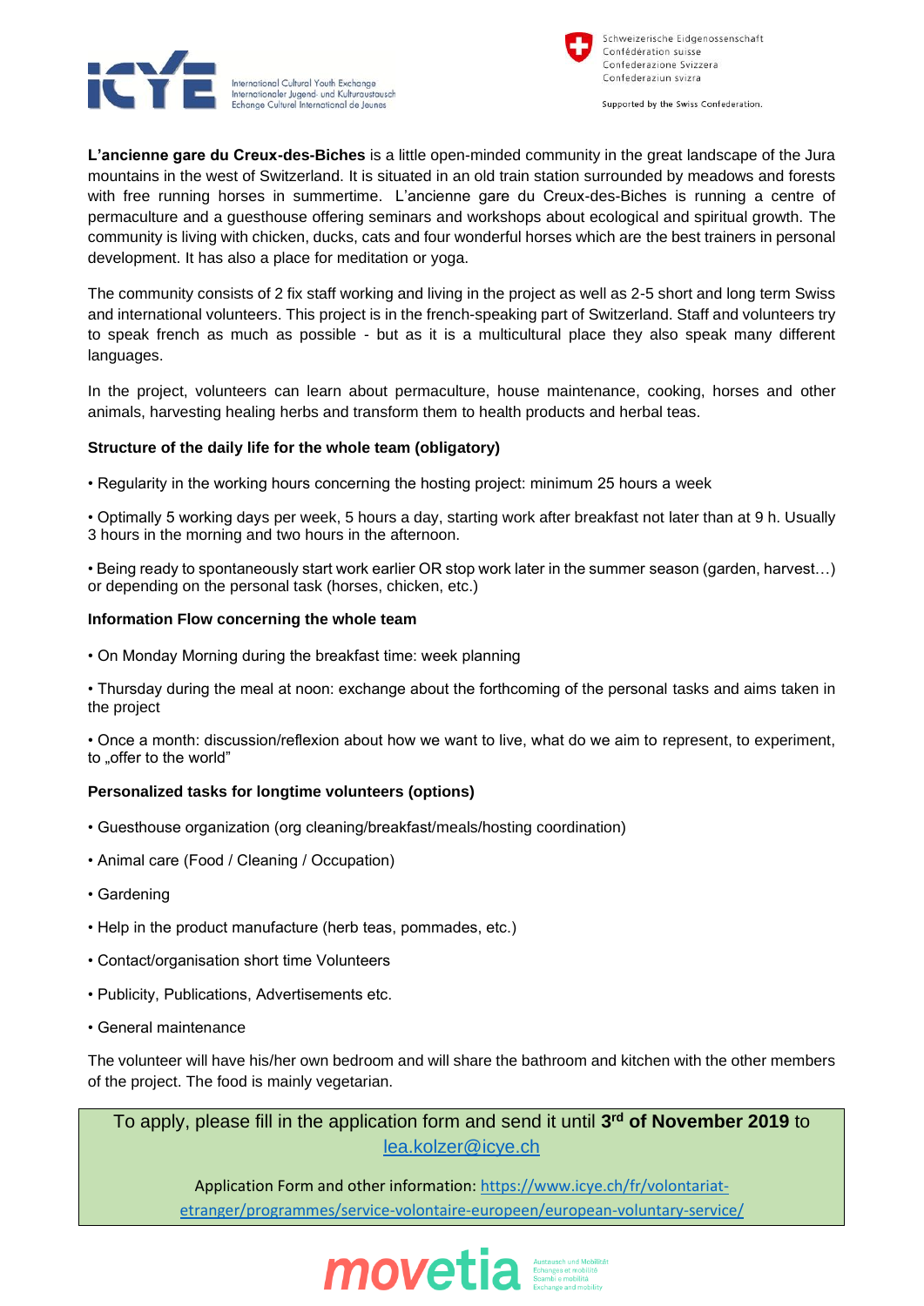**L'ancienne gare du Creux-des-Biches** is a little open-minded community in the great landscape of the Jura mountains in the west of Switzerland. It is situated in an old train station surrounded by meadows and forests with free running horses in summertime. L'ancienne gare du Creux-des-Biches is running a centre of permaculture and a guesthouse offering seminars and workshops about ecological and spiritual growth. The community is living with chicken, ducks, cats and four wonderful horses which are the best trainers in personal development. It has also a place for meditation or yoga.

The community consists of 2 fix staff working and living in the project as well as 2-5 short and long term Swiss and international volunteers. This project is in the french-speaking part of Switzerland. Staff and volunteers try to speak french as much as possible - but as it is a multicultural place they also speak many different languages.

In the project, volunteers can learn about permaculture, house maintenance, cooking, horses and other animals, harvesting healing herbs and transform them to health products and herbal teas.

**Structure of the daily life for the whole team (obligatory)**

• Regularity in the working hours concerning the hosting project: minimum 25 hours a week

• Optimally 5 working days per week, 5 hours a day, starting work after breakfast not later than at 9 h. Usually 3 hours in the morning and two hours in the afternoon.

• Being ready to spontaneously start work earlier OR stop work later in the summer season (garden, harvest…) or depending on the personal task (horses, chicken, etc.)

**Information Flow concerning the whole team**

• On Monday Morning during the breakfast time: week planning

• Thursday during the meal at noon: exchange about the forthcoming of the personal tasks and aims taken in the project

• Once a month: discussion/reflexion about how we want to live, what do we aim to represent, to experiment, to „offer to the world"

**Personalized tasks for longtime volunteers (options)**

• Guesthouse organization (org cleaning/breakfast/meals/hosting coordination)

• Animal care (Food / Cleaning / Occupation)

• Gardening

• Help in the product manufacture (herb teas, pommades, etc.)

• Contact/organisation short time Volunteers

• Publicity, Publications, Advertisements etc.

• General maintenance

The volunteer will have his/her own bedroom and will share the bathroom and kitchen with the other members of the project. The food is mainly vegetarian.

To apply, please fill in the application form and send it until **3rd of November 2019** to lea.kolzer@icye.ch

Application Form and other information: https://www.icye.ch/fr/volontariat-etranger/programmes/service-volontaire-europeen/european-voluntary-service/